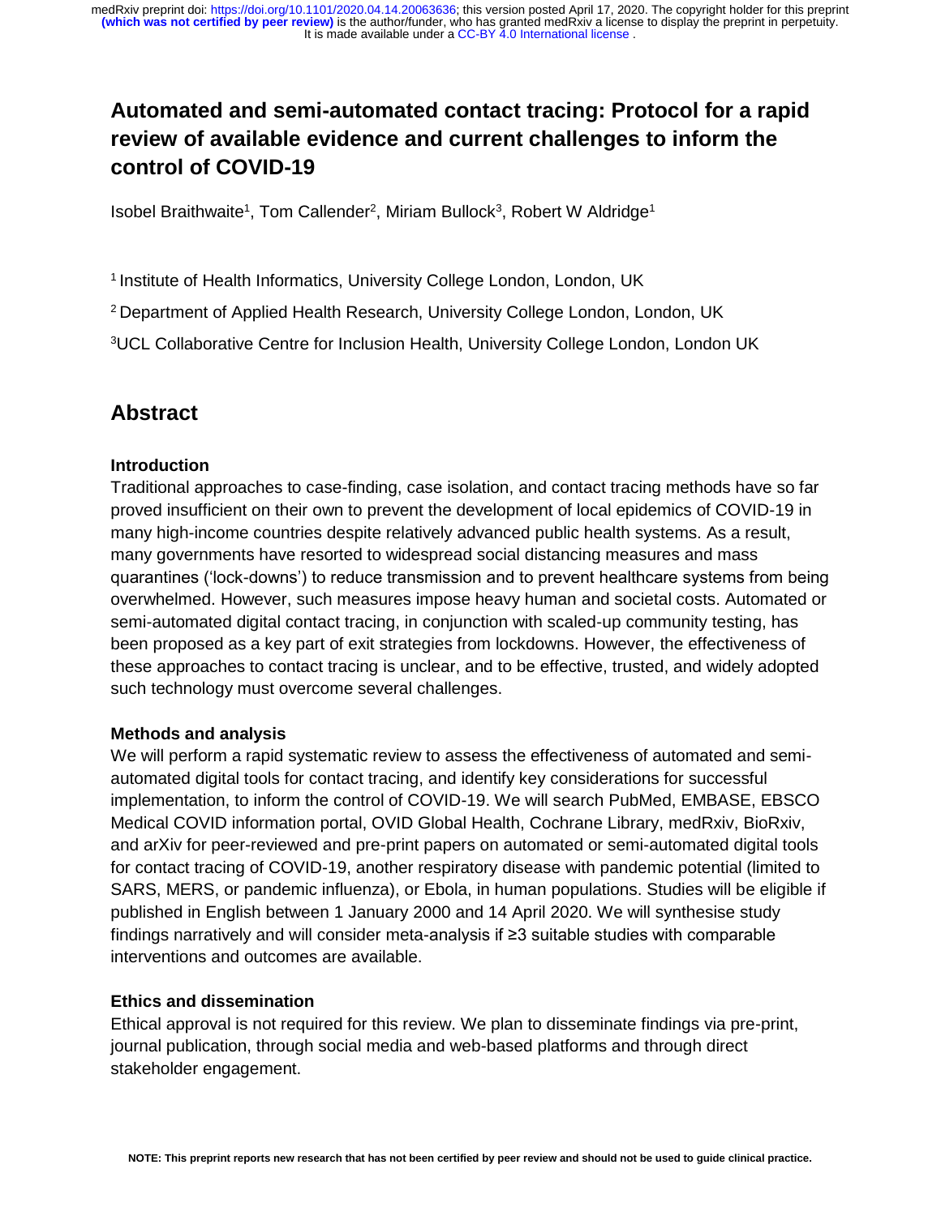# Automated and semi-automated contact tracing: Protocol for a rapid review of available evidence and current challenges to inform the control of COVID-19

Isobel Braithwaite[1], Tom Callender[2], Miriam Bullock[3], Robert W Aldridge[1]

[1] Institute of Health Informatics, University College London, London, UK

[2] Department of Applied Health Research, University College London, London, UK

[3] UCL Collaborative Centre for Inclusion Health, University College London, London UK

## Abstract

### Introduction

Traditional approaches to case-finding, case isolation, and contact tracing methods have so far proved insufficient on their own to prevent the development of local epidemics of COVID-19 in many high-income countries despite relatively advanced public health systems. As a result, many governments have resorted to widespread social distancing measures and mass quarantines ('lock-downs') to reduce transmission and to prevent healthcare systems from being overwhelmed. However, such measures impose heavy human and societal costs. Automated or semi-automated digital contact tracing, in conjunction with scaled-up community testing, has been proposed as a key part of exit strategies from lockdowns. However, the effectiveness of these approaches to contact tracing is unclear, and to be effective, trusted, and widely adopted such technology must overcome several challenges.

### Methods and analysis

We will perform a rapid systematic review to assess the effectiveness of automated and semi-automated digital tools for contact tracing, and identify key considerations for successful implementation, to inform the control of COVID-19. We will search PubMed, EMBASE, EBSCO Medical COVID information portal, OVID Global Health, Cochrane Library, medRxiv, BioRxiv, and arXiv for peer-reviewed and pre-print papers on automated or semi-automated digital tools for contact tracing of COVID-19, another respiratory disease with pandemic potential (limited to SARS, MERS, or pandemic influenza), or Ebola, in human populations. Studies will be eligible if published in English between 1 January 2000 and 14 April 2020. We will synthesise study findings narratively and will consider meta-analysis if ≥3 suitable studies with comparable interventions and outcomes are available.

### Ethics and dissemination

Ethical approval is not required for this review. We plan to disseminate findings via pre-print, journal publication, through social media and web-based platforms and through direct stakeholder engagement.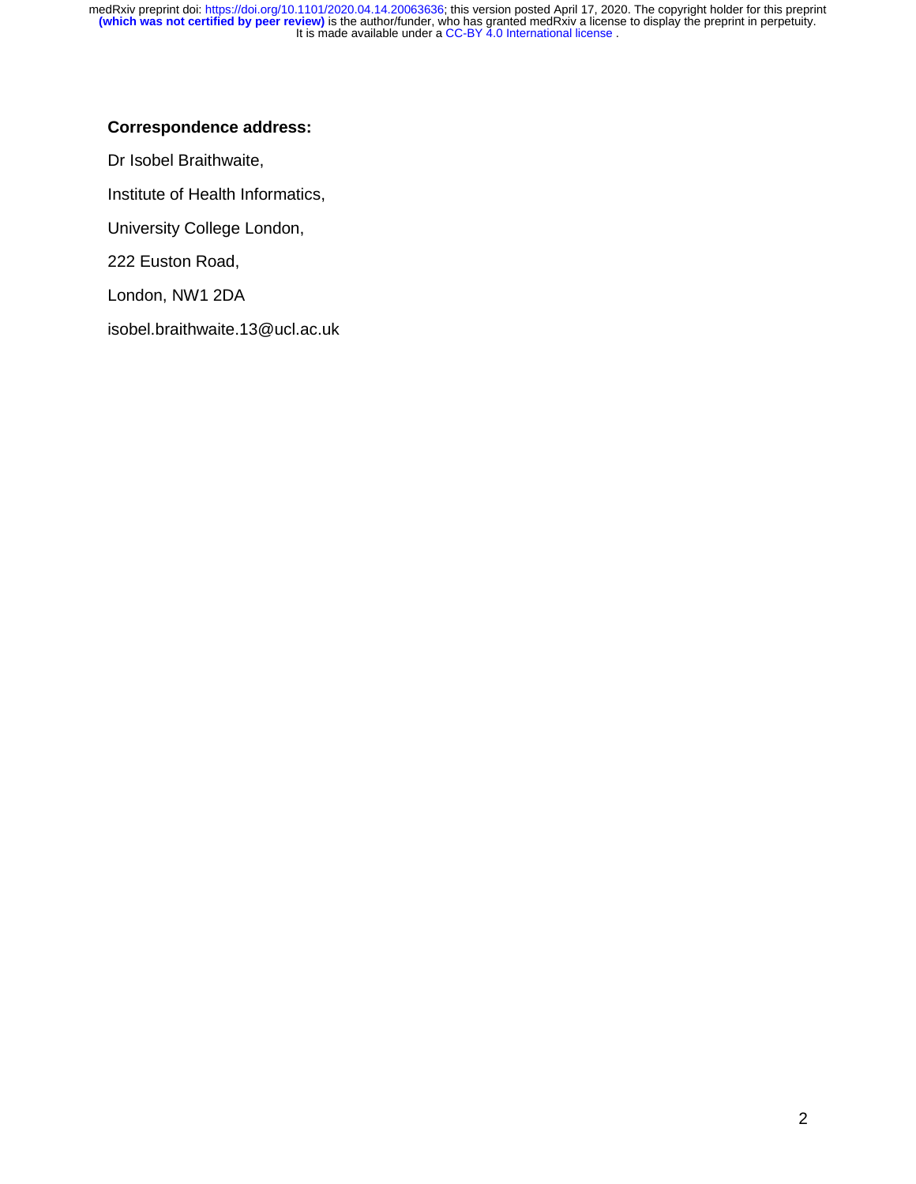**Correspondence address:**

Dr Isobel Braithwaite,

Institute of Health Informatics,

University College London,

222 Euston Road,

London, NW1 2DA

isobel.braithwaite.13@ucl.ac.uk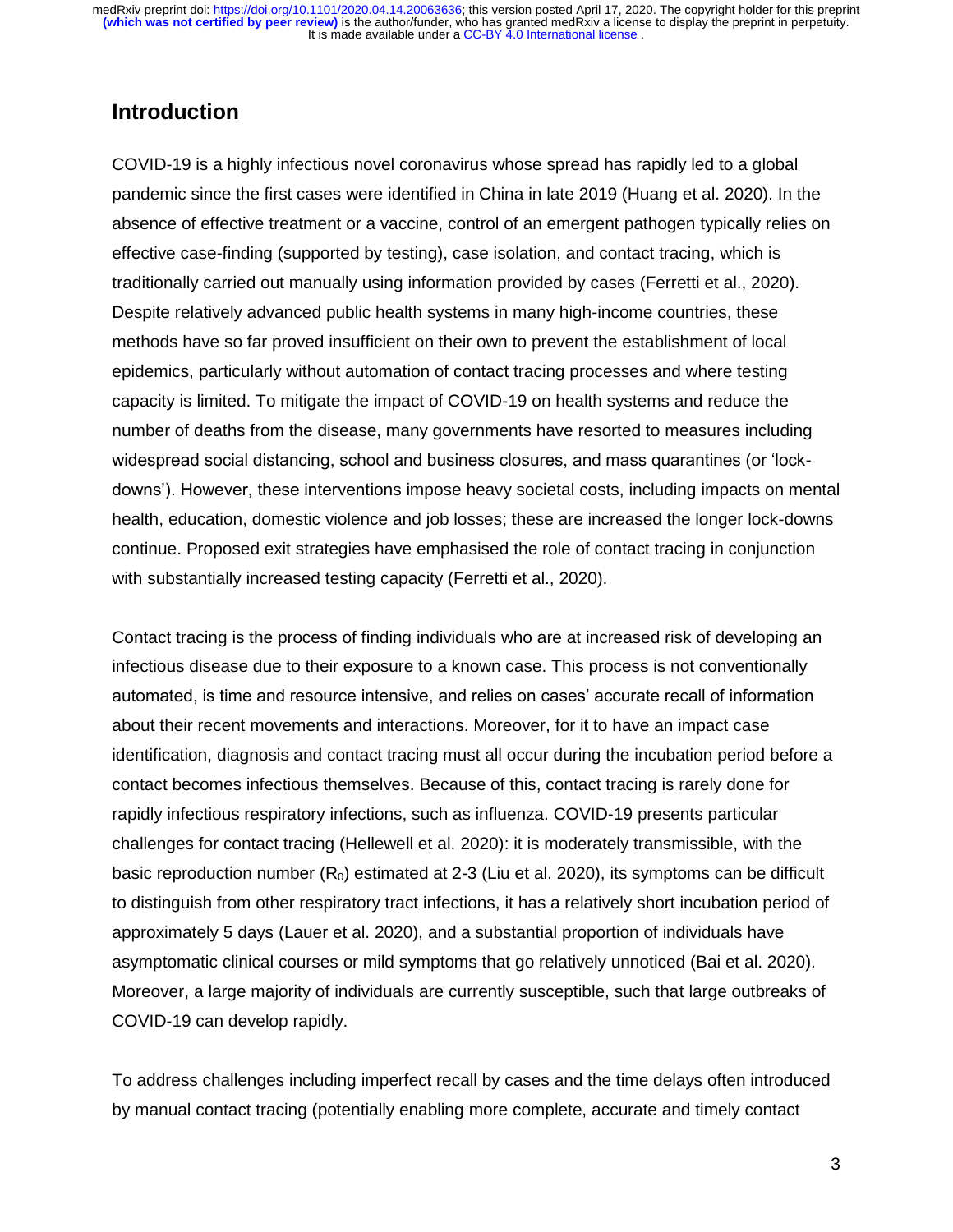## Introduction

COVID-19 is a highly infectious novel coronavirus whose spread has rapidly led to a global pandemic since the first cases were identified in China in late 2019 (Huang et al. 2020). In the absence of effective treatment or a vaccine, control of an emergent pathogen typically relies on effective case-finding (supported by testing), case isolation, and contact tracing, which is traditionally carried out manually using information provided by cases (Ferretti et al., 2020). Despite relatively advanced public health systems in many high-income countries, these methods have so far proved insufficient on their own to prevent the establishment of local epidemics, particularly without automation of contact tracing processes and where testing capacity is limited. To mitigate the impact of COVID-19 on health systems and reduce the number of deaths from the disease, many governments have resorted to measures including widespread social distancing, school and business closures, and mass quarantines (or 'lock-downs'). However, these interventions impose heavy societal costs, including impacts on mental health, education, domestic violence and job losses; these are increased the longer lock-downs continue. Proposed exit strategies have emphasised the role of contact tracing in conjunction with substantially increased testing capacity (Ferretti et al., 2020).

Contact tracing is the process of finding individuals who are at increased risk of developing an infectious disease due to their exposure to a known case. This process is not conventionally automated, is time and resource intensive, and relies on cases' accurate recall of information about their recent movements and interactions. Moreover, for it to have an impact case identification, diagnosis and contact tracing must all occur during the incubation period before a contact becomes infectious themselves. Because of this, contact tracing is rarely done for rapidly infectious respiratory infections, such as influenza. COVID-19 presents particular challenges for contact tracing (Hellewell et al. 2020): it is moderately transmissible, with the basic reproduction number ($R_0$) estimated at 2-3 (Liu et al. 2020), its symptoms can be difficult to distinguish from other respiratory tract infections, it has a relatively short incubation period of approximately 5 days (Lauer et al. 2020), and a substantial proportion of individuals have asymptomatic clinical courses or mild symptoms that go relatively unnoticed (Bai et al. 2020). Moreover, a large majority of individuals are currently susceptible, such that large outbreaks of COVID-19 can develop rapidly.

To address challenges including imperfect recall by cases and the time delays often introduced by manual contact tracing (potentially enabling more complete, accurate and timely contact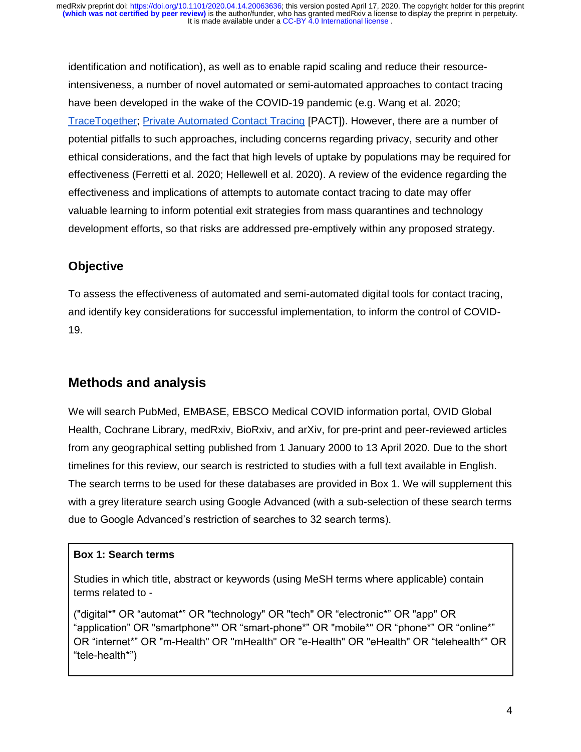identification and notification), as well as to enable rapid scaling and reduce their resource-intensiveness, a number of novel automated or semi-automated approaches to contact tracing have been developed in the wake of the COVID-19 pandemic (e.g. Wang et al. 2020; TraceTogether; Private Automated Contact Tracing [PACT]). However, there are a number of potential pitfalls to such approaches, including concerns regarding privacy, security and other ethical considerations, and the fact that high levels of uptake by populations may be required for effectiveness (Ferretti et al. 2020; Hellewell et al. 2020). A review of the evidence regarding the effectiveness and implications of attempts to automate contact tracing to date may offer valuable learning to inform potential exit strategies from mass quarantines and technology development efforts, so that risks are addressed pre-emptively within any proposed strategy.

## Objective

To assess the effectiveness of automated and semi-automated digital tools for contact tracing, and identify key considerations for successful implementation, to inform the control of COVID-19.

## Methods and analysis

We will search PubMed, EMBASE, EBSCO Medical COVID information portal, OVID Global Health, Cochrane Library, medRxiv, BioRxiv, and arXiv, for pre-print and peer-reviewed articles from any geographical setting published from 1 January 2000 to 13 April 2020. Due to the short timelines for this review, our search is restricted to studies with a full text available in English. The search terms to be used for these databases are provided in Box 1. We will supplement this with a grey literature search using Google Advanced (with a sub-selection of these search terms due to Google Advanced's restriction of searches to 32 search terms).

**Box 1: Search terms**

Studies in which title, abstract or keywords (using MeSH terms where applicable) contain terms related to -

("digital*" OR "automat*" OR "technology" OR "tech" OR "electronic*" OR "app" OR "application" OR "smartphone*" OR "smart-phone*" OR "mobile*" OR "phone*" OR "online*" OR "internet*" OR "m-Health" OR "mHealth" OR "e-Health" OR "eHealth" OR "telehealth*" OR "tele-health*")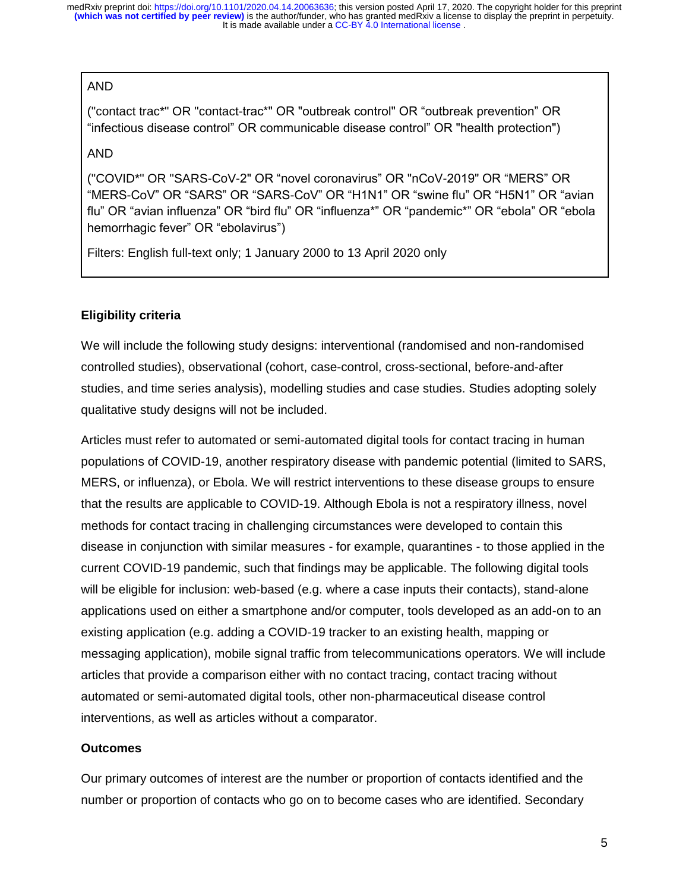AND

("contact trac*" OR "contact-trac*" OR "outbreak control" OR “outbreak prevention” OR “infectious disease control” OR communicable disease control” OR "health protection")

AND

("COVID*" OR "SARS-CoV-2" OR “novel coronavirus” OR "nCoV-2019" OR “MERS” OR “MERS-CoV” OR “SARS” OR “SARS-CoV” OR “H1N1” OR “swine flu” OR “H5N1” OR “avian flu” OR “avian influenza” OR “bird flu” OR “influenza*” OR “pandemic*” OR “ebola” OR “ebola hemorrhagic fever” OR “ebolavirus”)

Filters: English full-text only; 1 January 2000 to 13 April 2020 only

**Eligibility criteria**

We will include the following study designs: interventional (randomised and non-randomised controlled studies), observational (cohort, case-control, cross-sectional, before-and-after studies, and time series analysis), modelling studies and case studies. Studies adopting solely qualitative study designs will not be included.

Articles must refer to automated or semi-automated digital tools for contact tracing in human populations of COVID-19, another respiratory disease with pandemic potential (limited to SARS, MERS, or influenza), or Ebola. We will restrict interventions to these disease groups to ensure that the results are applicable to COVID-19. Although Ebola is not a respiratory illness, novel methods for contact tracing in challenging circumstances were developed to contain this disease in conjunction with similar measures - for example, quarantines - to those applied in the current COVID-19 pandemic, such that findings may be applicable. The following digital tools will be eligible for inclusion: web-based (e.g. where a case inputs their contacts), stand-alone applications used on either a smartphone and/or computer, tools developed as an add-on to an existing application (e.g. adding a COVID-19 tracker to an existing health, mapping or messaging application), mobile signal traffic from telecommunications operators. We will include articles that provide a comparison either with no contact tracing, contact tracing without automated or semi-automated digital tools, other non-pharmaceutical disease control interventions, as well as articles without a comparator.

**Outcomes**

Our primary outcomes of interest are the number or proportion of contacts identified and the number or proportion of contacts who go on to become cases who are identified. Secondary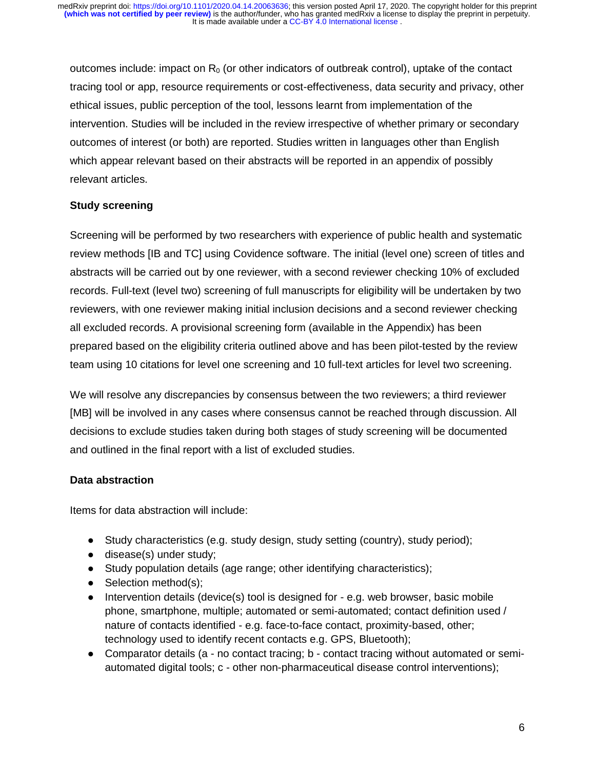outcomes include: impact on $R_0$ (or other indicators of outbreak control), uptake of the contact tracing tool or app, resource requirements or cost-effectiveness, data security and privacy, other ethical issues, public perception of the tool, lessons learnt from implementation of the intervention. Studies will be included in the review irrespective of whether primary or secondary outcomes of interest (or both) are reported. Studies written in languages other than English which appear relevant based on their abstracts will be reported in an appendix of possibly relevant articles.

**Study screening**

Screening will be performed by two researchers with experience of public health and systematic review methods [IB and TC] using Covidence software. The initial (level one) screen of titles and abstracts will be carried out by one reviewer, with a second reviewer checking 10% of excluded records. Full-text (level two) screening of full manuscripts for eligibility will be undertaken by two reviewers, with one reviewer making initial inclusion decisions and a second reviewer checking all excluded records. A provisional screening form (available in the Appendix) has been prepared based on the eligibility criteria outlined above and has been pilot-tested by the review team using 10 citations for level one screening and 10 full-text articles for level two screening.

We will resolve any discrepancies by consensus between the two reviewers; a third reviewer [MB] will be involved in any cases where consensus cannot be reached through discussion. All decisions to exclude studies taken during both stages of study screening will be documented and outlined in the final report with a list of excluded studies.

**Data abstraction**

Items for data abstraction will include:

- Study characteristics (e.g. study design, study setting (country), study period);
- disease(s) under study;
- Study population details (age range; other identifying characteristics);
- Selection method(s);
- Intervention details (device(s) tool is designed for - e.g. web browser, basic mobile phone, smartphone, multiple; automated or semi-automated; contact definition used / nature of contacts identified - e.g. face-to-face contact, proximity-based, other; technology used to identify recent contacts e.g. GPS, Bluetooth);
- Comparator details (a - no contact tracing; b - contact tracing without automated or semi-automated digital tools; c - other non-pharmaceutical disease control interventions);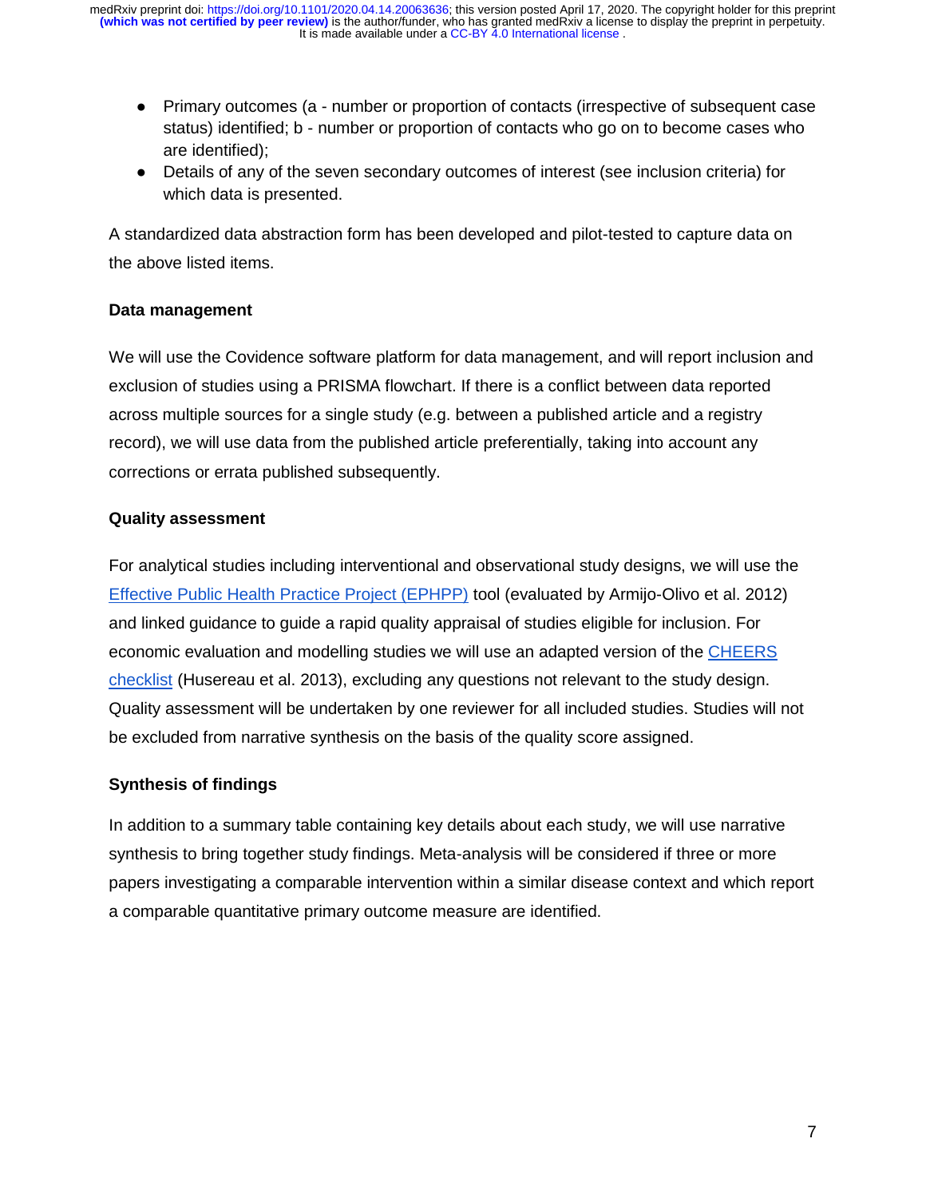- Primary outcomes (a - number or proportion of contacts (irrespective of subsequent case status) identified; b - number or proportion of contacts who go on to become cases who are identified);
- Details of any of the seven secondary outcomes of interest (see inclusion criteria) for which data is presented.

A standardized data abstraction form has been developed and pilot-tested to capture data on the above listed items.

**Data management**

We will use the Covidence software platform for data management, and will report inclusion and exclusion of studies using a PRISMA flowchart. If there is a conflict between data reported across multiple sources for a single study (e.g. between a published article and a registry record), we will use data from the published article preferentially, taking into account any corrections or errata published subsequently.

**Quality assessment**

For analytical studies including interventional and observational study designs, we will use the Effective Public Health Practice Project (EPHPP) tool (evaluated by Armijo-Olivo et al. 2012) and linked guidance to guide a rapid quality appraisal of studies eligible for inclusion. For economic evaluation and modelling studies we will use an adapted version of the CHEERS checklist (Husereau et al. 2013), excluding any questions not relevant to the study design. Quality assessment will be undertaken by one reviewer for all included studies. Studies will not be excluded from narrative synthesis on the basis of the quality score assigned.

**Synthesis of findings**

In addition to a summary table containing key details about each study, we will use narrative synthesis to bring together study findings. Meta-analysis will be considered if three or more papers investigating a comparable intervention within a similar disease context and which report a comparable quantitative primary outcome measure are identified.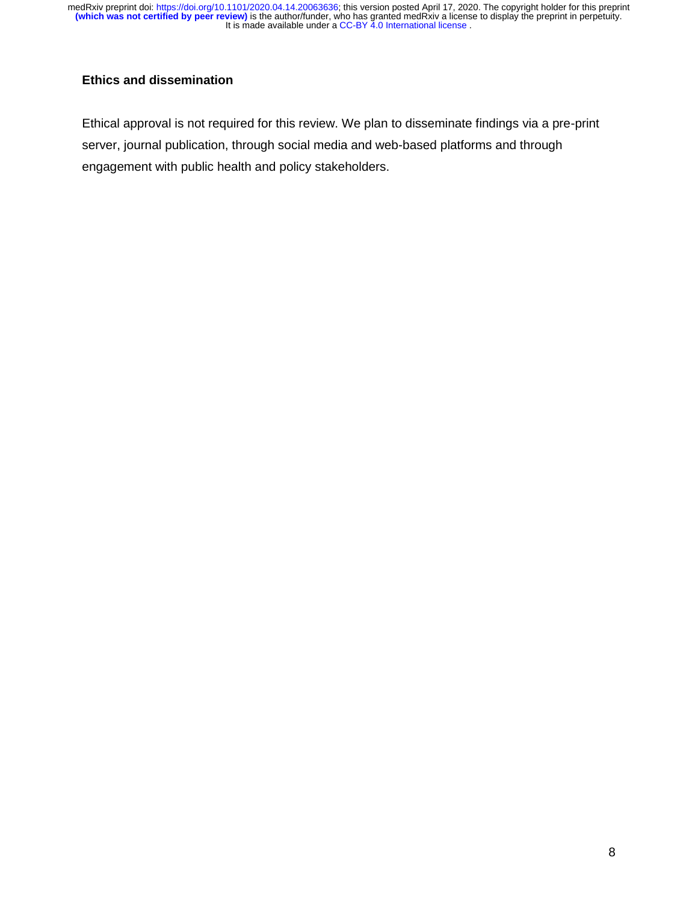## Ethics and dissemination

Ethical approval is not required for this review. We plan to disseminate findings via a pre-print server, journal publication, through social media and web-based platforms and through engagement with public health and policy stakeholders.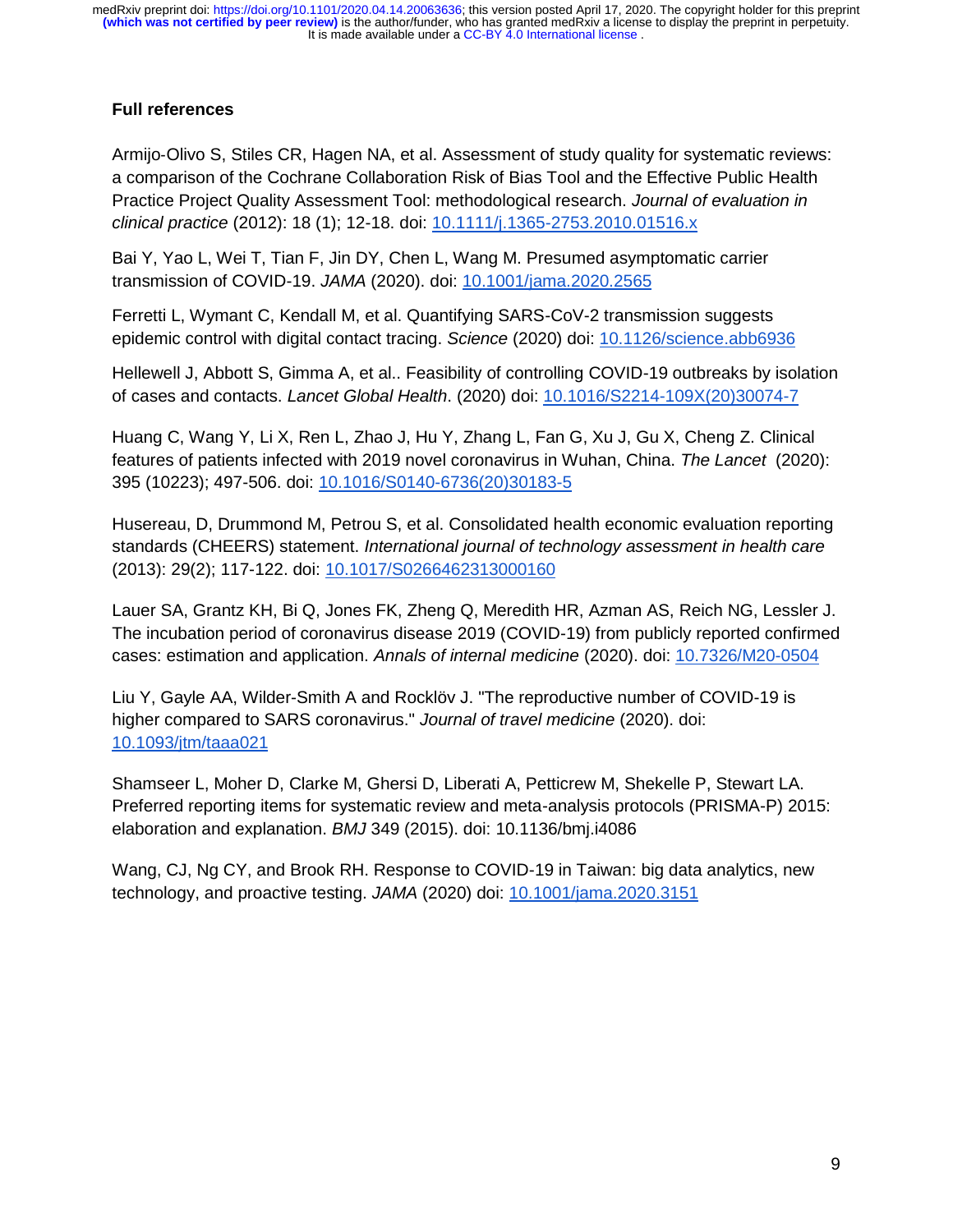**Full references**

Armijo-Olivo S, Stiles CR, Hagen NA, et al. Assessment of study quality for systematic reviews: a comparison of the Cochrane Collaboration Risk of Bias Tool and the Effective Public Health Practice Project Quality Assessment Tool: methodological research. *Journal of evaluation in clinical practice* (2012): 18 (1); 12-18. doi: 10.1111/j.1365-2753.2010.01516.x

Bai Y, Yao L, Wei T, Tian F, Jin DY, Chen L, Wang M. Presumed asymptomatic carrier transmission of COVID-19. *JAMA* (2020). doi: 10.1001/jama.2020.2565

Ferretti L, Wymant C, Kendall M, et al. Quantifying SARS-CoV-2 transmission suggests epidemic control with digital contact tracing. *Science* (2020) doi: 10.1126/science.abb6936

Hellewell J, Abbott S, Gimma A, et al.. Feasibility of controlling COVID-19 outbreaks by isolation of cases and contacts. *Lancet Global Health*. (2020) doi: 10.1016/S2214-109X(20)30074-7

Huang C, Wang Y, Li X, Ren L, Zhao J, Hu Y, Zhang L, Fan G, Xu J, Gu X, Cheng Z. Clinical features of patients infected with 2019 novel coronavirus in Wuhan, China. *The Lancet* (2020): 395 (10223); 497-506. doi: 10.1016/S0140-6736(20)30183-5

Husereau, D, Drummond M, Petrou S, et al. Consolidated health economic evaluation reporting standards (CHEERS) statement. *International journal of technology assessment in health care* (2013): 29(2); 117-122. doi: 10.1017/S0266462313000160

Lauer SA, Grantz KH, Bi Q, Jones FK, Zheng Q, Meredith HR, Azman AS, Reich NG, Lessler J. The incubation period of coronavirus disease 2019 (COVID-19) from publicly reported confirmed cases: estimation and application. *Annals of internal medicine* (2020). doi: 10.7326/M20-0504

Liu Y, Gayle AA, Wilder-Smith A and Rocklöv J. "The reproductive number of COVID-19 is higher compared to SARS coronavirus." *Journal of travel medicine* (2020). doi: 10.1093/jtm/taaa021

Shamseer L, Moher D, Clarke M, Ghersi D, Liberati A, Petticrew M, Shekelle P, Stewart LA. Preferred reporting items for systematic review and meta-analysis protocols (PRISMA-P) 2015: elaboration and explanation. *BMJ* 349 (2015). doi: 10.1136/bmj.i4086

Wang, CJ, Ng CY, and Brook RH. Response to COVID-19 in Taiwan: big data analytics, new technology, and proactive testing. *JAMA* (2020) doi: 10.1001/jama.2020.3151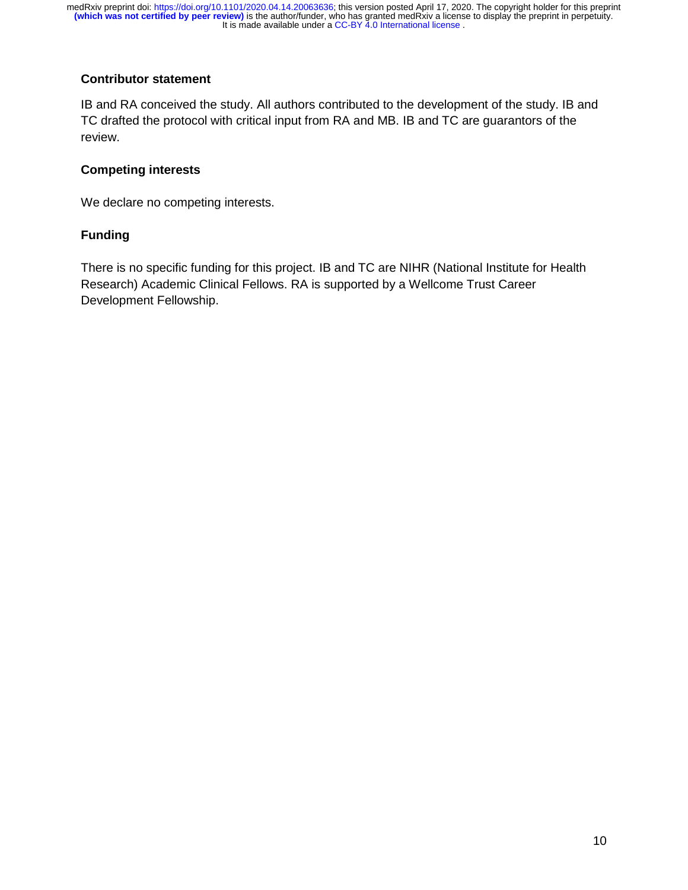## Contributor statement

IB and RA conceived the study. All authors contributed to the development of the study. IB and TC drafted the protocol with critical input from RA and MB. IB and TC are guarantors of the review.

## Competing interests

We declare no competing interests.

## Funding

There is no specific funding for this project. IB and TC are NIHR (National Institute for Health Research) Academic Clinical Fellows. RA is supported by a Wellcome Trust Career Development Fellowship.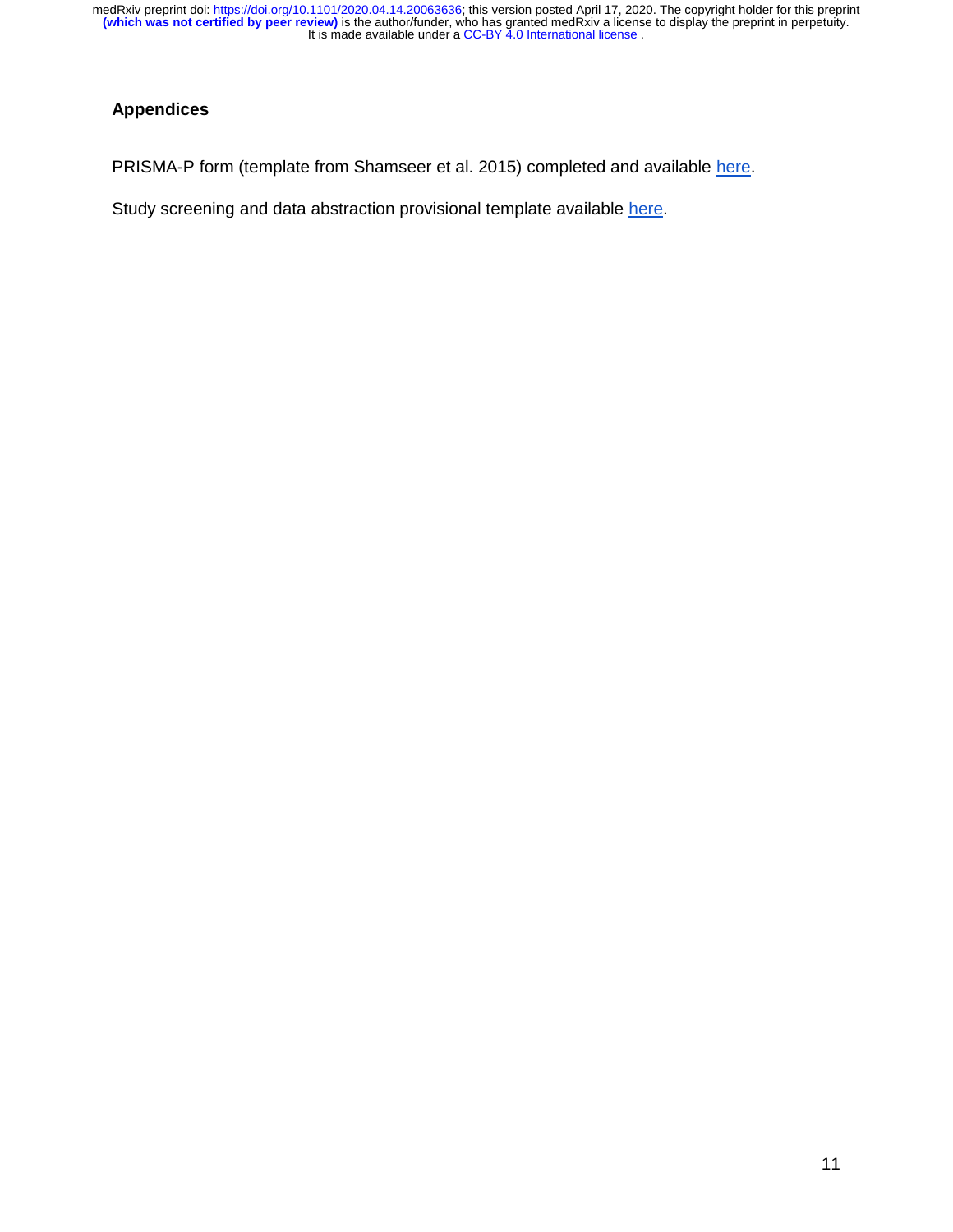## Appendices

PRISMA-P form (template from Shamseer et al. 2015) completed and available here.

Study screening and data abstraction provisional template available here.